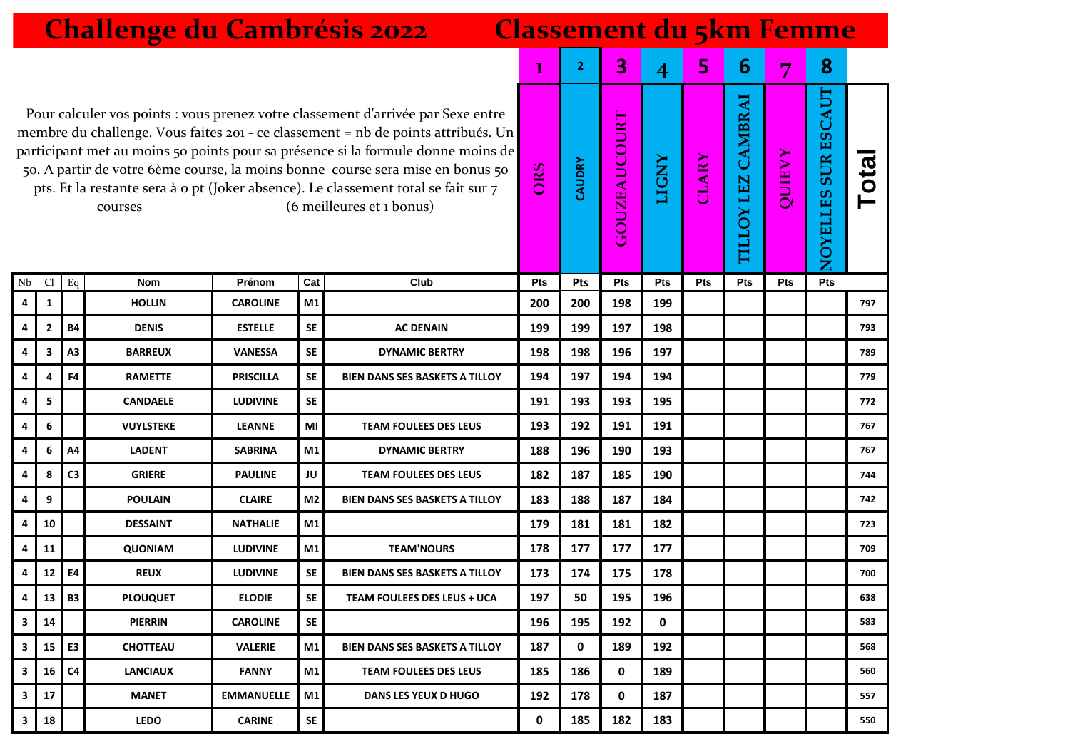# Challenge du Cambrésis 2022 — Classement du 5km Femme

Pour calculer vos points : vous prenez votre classement d'arrivée par Sexe entre membre du challenge. Vous faites 201 - ce classement = nb de points attribués. Un participant met au moins 50 points pour sa présence si la formule donne moins de 50. A partir de votre 6ème course, la moins bonne course sera mise en bonus 50 pts. Et la restante sera à 0 pt (Joker absence). Le classement total se fait sur 7 courses (6 meilleures et 1 bonus)

| | | | | | | | 1 | 2 | 3 | 4 | 5 | 6 | 7 | 8 | |
|---|---|---|---|---|---|---|---|---|---|---|---|---|---|---|---|
| | | | | | | | ORS | CAUDRY | GOUZEAUCOURT | LIGNY | CLARY | TILLOY LEZ CAMBRAI | QUIEVY | NOYELLES SUR ESCAUT | Total |
| Nb | Cl | Eq | Nom | Prénom | Cat | Club | Pts | Pts | Pts | Pts | Pts | Pts | Pts | Pts | |
| 4 | 1 | | HOLLIN | CAROLINE | M1 | | 200 | 200 | 198 | 199 | | | | | 797 |
| 4 | 2 | B4 | DENIS | ESTELLE | SE | AC DENAIN | 199 | 199 | 197 | 198 | | | | | 793 |
| 4 | 3 | A3 | BARREUX | VANESSA | SE | DYNAMIC BERTRY | 198 | 198 | 196 | 197 | | | | | 789 |
| 4 | 4 | F4 | RAMETTE | PRISCILLA | SE | BIEN DANS SES BASKETS A TILLOY | 194 | 197 | 194 | 194 | | | | | 779 |
| 4 | 5 | | CANDAELE | LUDIVINE | SE | | 191 | 193 | 193 | 195 | | | | | 772 |
| 4 | 6 | | VUYLSTEKE | LEANNE | MI | TEAM FOULEES DES LEUS | 193 | 192 | 191 | 191 | | | | | 767 |
| 4 | 6 | A4 | LADENT | SABRINA | M1 | DYNAMIC BERTRY | 188 | 196 | 190 | 193 | | | | | 767 |
| 4 | 8 | C3 | GRIERE | PAULINE | JU | TEAM FOULEES DES LEUS | 182 | 187 | 185 | 190 | | | | | 744 |
| 4 | 9 | | POULAIN | CLAIRE | M2 | BIEN DANS SES BASKETS A TILLOY | 183 | 188 | 187 | 184 | | | | | 742 |
| 4 | 10 | | DESSAINT | NATHALIE | M1 | | 179 | 181 | 181 | 182 | | | | | 723 |
| 4 | 11 | | QUONIAM | LUDIVINE | M1 | TEAM'NOURS | 178 | 177 | 177 | 177 | | | | | 709 |
| 4 | 12 | E4 | REUX | LUDIVINE | SE | BIEN DANS SES BASKETS A TILLOY | 173 | 174 | 175 | 178 | | | | | 700 |
| 4 | 13 | B3 | PLOUQUET | ELODIE | SE | TEAM FOULEES DES LEUS + UCA | 197 | 50 | 195 | 196 | | | | | 638 |
| 3 | 14 | | PIERRIN | CAROLINE | SE | | 196 | 195 | 192 | 0 | | | | | 583 |
| 3 | 15 | E3 | CHOTTEAU | VALERIE | M1 | BIEN DANS SES BASKETS A TILLOY | 187 | 0 | 189 | 192 | | | | | 568 |
| 3 | 16 | C4 | LANCIAUX | FANNY | M1 | TEAM FOULEES DES LEUS | 185 | 186 | 0 | 189 | | | | | 560 |
| 3 | 17 | | MANET | EMMANUELLE | M1 | DANS LES YEUX D HUGO | 192 | 178 | 0 | 187 | | | | | 557 |
| 3 | 18 | | LEDO | CARINE | SE | | 0 | 185 | 182 | 183 | | | | | 550 |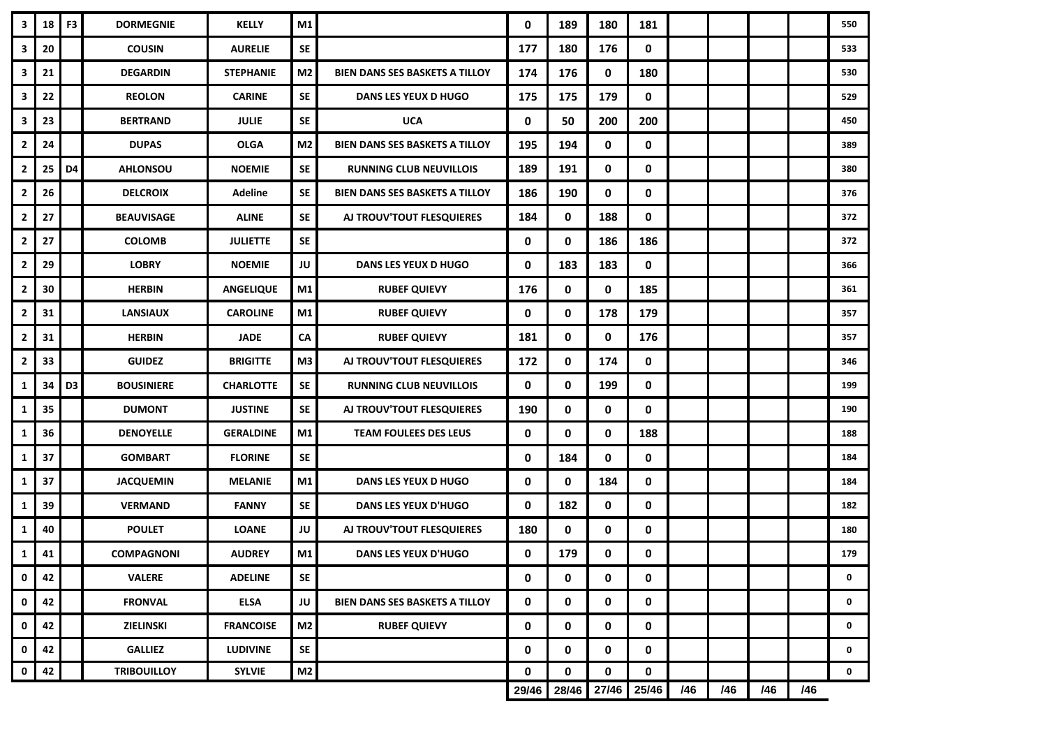| | | | | | | | | | | | | | | | |
|---|---|---|---|---|---|---|---|---|---|---|---|---|---|---|---|
| 3 | 18 | F3 | DORMEGNIE | KELLY | M1 | | 0 | 189 | 180 | 181 | | | | | 550 |
| 3 | 20 | | COUSIN | AURELIE | SE | | 177 | 180 | 176 | 0 | | | | | 533 |
| 3 | 21 | | DEGARDIN | STEPHANIE | M2 | BIEN DANS SES BASKETS A TILLOY | 174 | 176 | 0 | 180 | | | | | 530 |
| 3 | 22 | | REOLON | CARINE | SE | DANS LES YEUX D HUGO | 175 | 175 | 179 | 0 | | | | | 529 |
| 3 | 23 | | BERTRAND | JULIE | SE | UCA | 0 | 50 | 200 | 200 | | | | | 450 |
| 2 | 24 | | DUPAS | OLGA | M2 | BIEN DANS SES BASKETS A TILLOY | 195 | 194 | 0 | 0 | | | | | 389 |
| 2 | 25 | D4 | AHLONSOU | NOEMIE | SE | RUNNING CLUB NEUVILLOIS | 189 | 191 | 0 | 0 | | | | | 380 |
| 2 | 26 | | DELCROIX | Adeline | SE | BIEN DANS SES BASKETS A TILLOY | 186 | 190 | 0 | 0 | | | | | 376 |
| 2 | 27 | | BEAUVISAGE | ALINE | SE | AJ TROUV'TOUT FLESQUIERES | 184 | 0 | 188 | 0 | | | | | 372 |
| 2 | 27 | | COLOMB | JULIETTE | SE | | 0 | 0 | 186 | 186 | | | | | 372 |
| 2 | 29 | | LOBRY | NOEMIE | JU | DANS LES YEUX D HUGO | 0 | 183 | 183 | 0 | | | | | 366 |
| 2 | 30 | | HERBIN | ANGELIQUE | M1 | RUBEF QUIEVY | 176 | 0 | 0 | 185 | | | | | 361 |
| 2 | 31 | | LANSIAUX | CAROLINE | M1 | RUBEF QUIEVY | 0 | 0 | 178 | 179 | | | | | 357 |
| 2 | 31 | | HERBIN | JADE | CA | RUBEF QUIEVY | 181 | 0 | 0 | 176 | | | | | 357 |
| 2 | 33 | | GUIDEZ | BRIGITTE | M3 | AJ TROUV'TOUT FLESQUIERES | 172 | 0 | 174 | 0 | | | | | 346 |
| 1 | 34 | D3 | BOUSINIERE | CHARLOTTE | SE | RUNNING CLUB NEUVILLOIS | 0 | 0 | 199 | 0 | | | | | 199 |
| 1 | 35 | | DUMONT | JUSTINE | SE | AJ TROUV'TOUT FLESQUIERES | 190 | 0 | 0 | 0 | | | | | 190 |
| 1 | 36 | | DENOYELLE | GERALDINE | M1 | TEAM FOULEES DES LEUS | 0 | 0 | 0 | 188 | | | | | 188 |
| 1 | 37 | | GOMBART | FLORINE | SE | | 0 | 184 | 0 | 0 | | | | | 184 |
| 1 | 37 | | JACQUEMIN | MELANIE | M1 | DANS LES YEUX D HUGO | 0 | 0 | 184 | 0 | | | | | 184 |
| 1 | 39 | | VERMAND | FANNY | SE | DANS LES YEUX D'HUGO | 0 | 182 | 0 | 0 | | | | | 182 |
| 1 | 40 | | POULET | LOANE | JU | AJ TROUV'TOUT FLESQUIERES | 180 | 0 | 0 | 0 | | | | | 180 |
| 1 | 41 | | COMPAGNONI | AUDREY | M1 | DANS LES YEUX D'HUGO | 0 | 179 | 0 | 0 | | | | | 179 |
| 0 | 42 | | VALERE | ADELINE | SE | | 0 | 0 | 0 | 0 | | | | | 0 |
| 0 | 42 | | FRONVAL | ELSA | JU | BIEN DANS SES BASKETS A TILLOY | 0 | 0 | 0 | 0 | | | | | 0 |
| 0 | 42 | | ZIELINSKI | FRANCOISE | M2 | RUBEF QUIEVY | 0 | 0 | 0 | 0 | | | | | 0 |
| 0 | 42 | | GALLIEZ | LUDIVINE | SE | | 0 | 0 | 0 | 0 | | | | | 0 |
| 0 | 42 | | TRIBOUILLOY | SYLVIE | M2 | | 0 | 0 | 0 | 0 | | | | | 0 |
| | | | | | | | 29/46 | 28/46 | 27/46 | 25/46 | /46 | /46 | /46 | /46 | |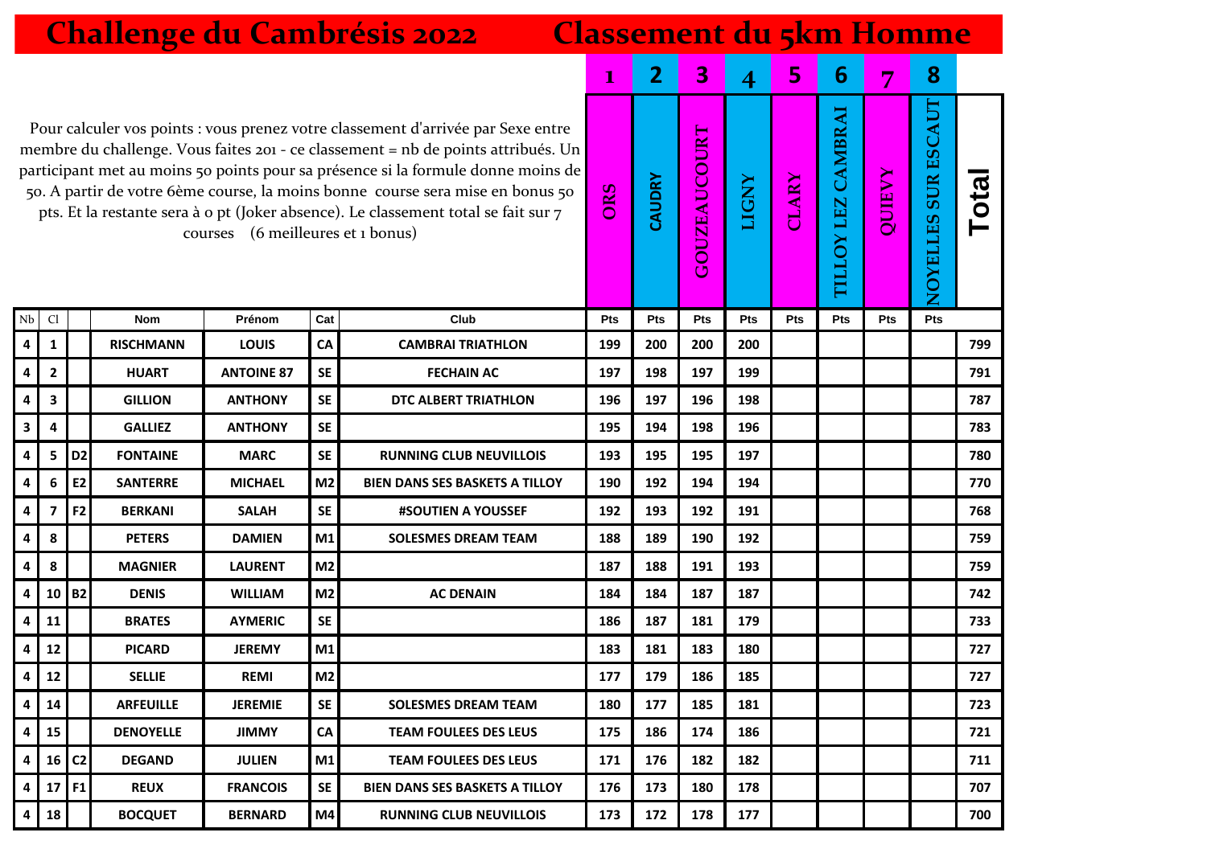# Challenge du Cambrésis 2022 — Classement du 5km Homme

Pour calculer vos points : vous prenez votre classement d'arrivée par Sexe entre membre du challenge. Vous faites 201 - ce classement = nb de points attribués. Un participant met au moins 50 points pour sa présence si la formule donne moins de 50. A partir de votre 6ème course, la moins bonne course sera mise en bonus 50 pts. Et la restante sera à 0 pt (Joker absence). Le classement total se fait sur 7 courses (6 meilleures et 1 bonus)

| | | | | | | | 1 | 2 | 3 | 4 | 5 | 6 | 7 | 8 | |
|---|---|---|---|---|---|---|---|---|---|---|---|---|---|---|---|
| | | | | | | | ORS | CAUDRY | GOUZEAUCOURT | LIGNY | CLARY | TILLOY LEZ CAMBRAI | QUIEVY | NOYELLES SUR ESCAUT | Total |
| Nb | Cl | | Nom | Prénom | Cat | Club | Pts | Pts | Pts | Pts | Pts | Pts | Pts | Pts | |
| 4 | 1 | | RISCHMANN | LOUIS | CA | CAMBRAI TRIATHLON | 199 | 200 | 200 | 200 | | | | | 799 |
| 4 | 2 | | HUART | ANTOINE 87 | SE | FECHAIN AC | 197 | 198 | 197 | 199 | | | | | 791 |
| 4 | 3 | | GILLION | ANTHONY | SE | DTC ALBERT TRIATHLON | 196 | 197 | 196 | 198 | | | | | 787 |
| 3 | 4 | | GALLIEZ | ANTHONY | SE | | 195 | 194 | 198 | 196 | | | | | 783 |
| 4 | 5 | D2 | FONTAINE | MARC | SE | RUNNING CLUB NEUVILLOIS | 193 | 195 | 195 | 197 | | | | | 780 |
| 4 | 6 | E2 | SANTERRE | MICHAEL | M2 | BIEN DANS SES BASKETS A TILLOY | 190 | 192 | 194 | 194 | | | | | 770 |
| 4 | 7 | F2 | BERKANI | SALAH | SE | #SOUTIEN A YOUSSEF | 192 | 193 | 192 | 191 | | | | | 768 |
| 4 | 8 | | PETERS | DAMIEN | M1 | SOLESMES DREAM TEAM | 188 | 189 | 190 | 192 | | | | | 759 |
| 4 | 8 | | MAGNIER | LAURENT | M2 | | 187 | 188 | 191 | 193 | | | | | 759 |
| 4 | 10 | B2 | DENIS | WILLIAM | M2 | AC DENAIN | 184 | 184 | 187 | 187 | | | | | 742 |
| 4 | 11 | | BRATES | AYMERIC | SE | | 186 | 187 | 181 | 179 | | | | | 733 |
| 4 | 12 | | PICARD | JEREMY | M1 | | 183 | 181 | 183 | 180 | | | | | 727 |
| 4 | 12 | | SELLIE | REMI | M2 | | 177 | 179 | 186 | 185 | | | | | 727 |
| 4 | 14 | | ARFEUILLE | JEREMIE | SE | SOLESMES DREAM TEAM | 180 | 177 | 185 | 181 | | | | | 723 |
| 4 | 15 | | DENOYELLE | JIMMY | CA | TEAM FOULEES DES LEUS | 175 | 186 | 174 | 186 | | | | | 721 |
| 4 | 16 | C2 | DEGAND | JULIEN | M1 | TEAM FOULEES DES LEUS | 171 | 176 | 182 | 182 | | | | | 711 |
| 4 | 17 | F1 | REUX | FRANCOIS | SE | BIEN DANS SES BASKETS A TILLOY | 176 | 173 | 180 | 178 | | | | | 707 |
| 4 | 18 | | BOCQUET | BERNARD | M4 | RUNNING CLUB NEUVILLOIS | 173 | 172 | 178 | 177 | | | | | 700 |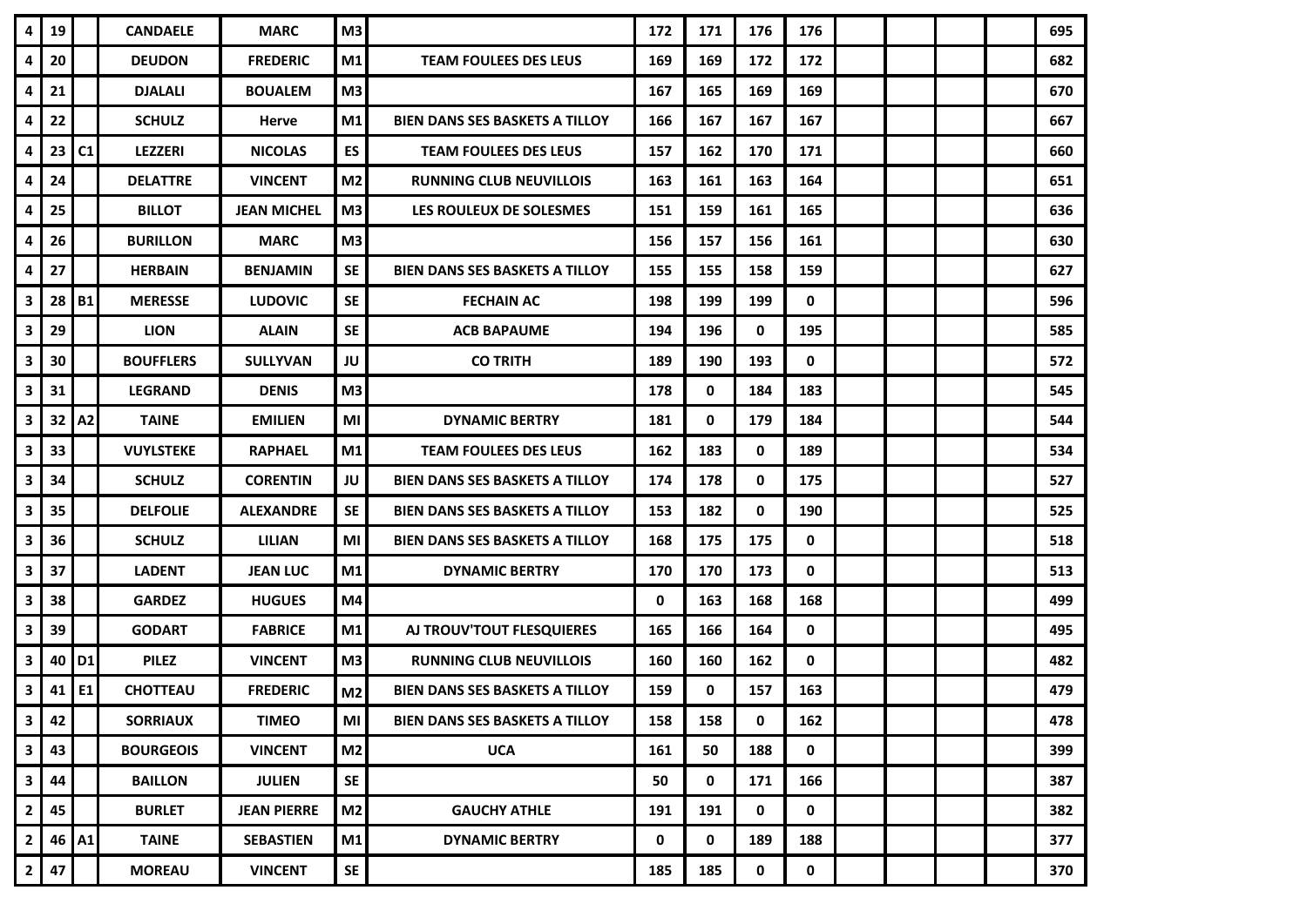| | | | | | | | | | | | | | | | |
|---|---|---|---|---|---|---|---|---|---|---|---|---|---|---|---|
| 4 | 19 | | CANDAELE | MARC | M3 | | 172 | 171 | 176 | 176 | | | | | 695 |
| 4 | 20 | | DEUDON | FREDERIC | M1 | TEAM FOULEES DES LEUS | 169 | 169 | 172 | 172 | | | | | 682 |
| 4 | 21 | | DJALALI | BOUALEM | M3 | | 167 | 165 | 169 | 169 | | | | | 670 |
| 4 | 22 | | SCHULZ | Herve | M1 | BIEN DANS SES BASKETS A TILLOY | 166 | 167 | 167 | 167 | | | | | 667 |
| 4 | 23 | C1 | LEZZERI | NICOLAS | ES | TEAM FOULEES DES LEUS | 157 | 162 | 170 | 171 | | | | | 660 |
| 4 | 24 | | DELATTRE | VINCENT | M2 | RUNNING CLUB NEUVILLOIS | 163 | 161 | 163 | 164 | | | | | 651 |
| 4 | 25 | | BILLOT | JEAN MICHEL | M3 | LES ROULEUX DE SOLESMES | 151 | 159 | 161 | 165 | | | | | 636 |
| 4 | 26 | | BURILLON | MARC | M3 | | 156 | 157 | 156 | 161 | | | | | 630 |
| 4 | 27 | | HERBAIN | BENJAMIN | SE | BIEN DANS SES BASKETS A TILLOY | 155 | 155 | 158 | 159 | | | | | 627 |
| 3 | 28 | B1 | MERESSE | LUDOVIC | SE | FECHAIN AC | 198 | 199 | 199 | 0 | | | | | 596 |
| 3 | 29 | | LION | ALAIN | SE | ACB BAPAUME | 194 | 196 | 0 | 195 | | | | | 585 |
| 3 | 30 | | BOUFFLERS | SULLYVAN | JU | CO TRITH | 189 | 190 | 193 | 0 | | | | | 572 |
| 3 | 31 | | LEGRAND | DENIS | M3 | | 178 | 0 | 184 | 183 | | | | | 545 |
| 3 | 32 | A2 | TAINE | EMILIEN | MI | DYNAMIC BERTRY | 181 | 0 | 179 | 184 | | | | | 544 |
| 3 | 33 | | VUYLSTEKE | RAPHAEL | M1 | TEAM FOULEES DES LEUS | 162 | 183 | 0 | 189 | | | | | 534 |
| 3 | 34 | | SCHULZ | CORENTIN | JU | BIEN DANS SES BASKETS A TILLOY | 174 | 178 | 0 | 175 | | | | | 527 |
| 3 | 35 | | DELFOLIE | ALEXANDRE | SE | BIEN DANS SES BASKETS A TILLOY | 153 | 182 | 0 | 190 | | | | | 525 |
| 3 | 36 | | SCHULZ | LILIAN | MI | BIEN DANS SES BASKETS A TILLOY | 168 | 175 | 175 | 0 | | | | | 518 |
| 3 | 37 | | LADENT | JEAN LUC | M1 | DYNAMIC BERTRY | 170 | 170 | 173 | 0 | | | | | 513 |
| 3 | 38 | | GARDEZ | HUGUES | M4 | | 0 | 163 | 168 | 168 | | | | | 499 |
| 3 | 39 | | GODART | FABRICE | M1 | AJ TROUV'TOUT FLESQUIERES | 165 | 166 | 164 | 0 | | | | | 495 |
| 3 | 40 | D1 | PILEZ | VINCENT | M3 | RUNNING CLUB NEUVILLOIS | 160 | 160 | 162 | 0 | | | | | 482 |
| 3 | 41 | E1 | CHOTTEAU | FREDERIC | M2 | BIEN DANS SES BASKETS A TILLOY | 159 | 0 | 157 | 163 | | | | | 479 |
| 3 | 42 | | SORRIAUX | TIMEO | MI | BIEN DANS SES BASKETS A TILLOY | 158 | 158 | 0 | 162 | | | | | 478 |
| 3 | 43 | | BOURGEOIS | VINCENT | M2 | UCA | 161 | 50 | 188 | 0 | | | | | 399 |
| 3 | 44 | | BAILLON | JULIEN | SE | | 50 | 0 | 171 | 166 | | | | | 387 |
| 2 | 45 | | BURLET | JEAN PIERRE | M2 | GAUCHY ATHLE | 191 | 191 | 0 | 0 | | | | | 382 |
| 2 | 46 | A1 | TAINE | SEBASTIEN | M1 | DYNAMIC BERTRY | 0 | 0 | 189 | 188 | | | | | 377 |
| 2 | 47 | | MOREAU | VINCENT | SE | | 185 | 185 | 0 | 0 | | | | | 370 |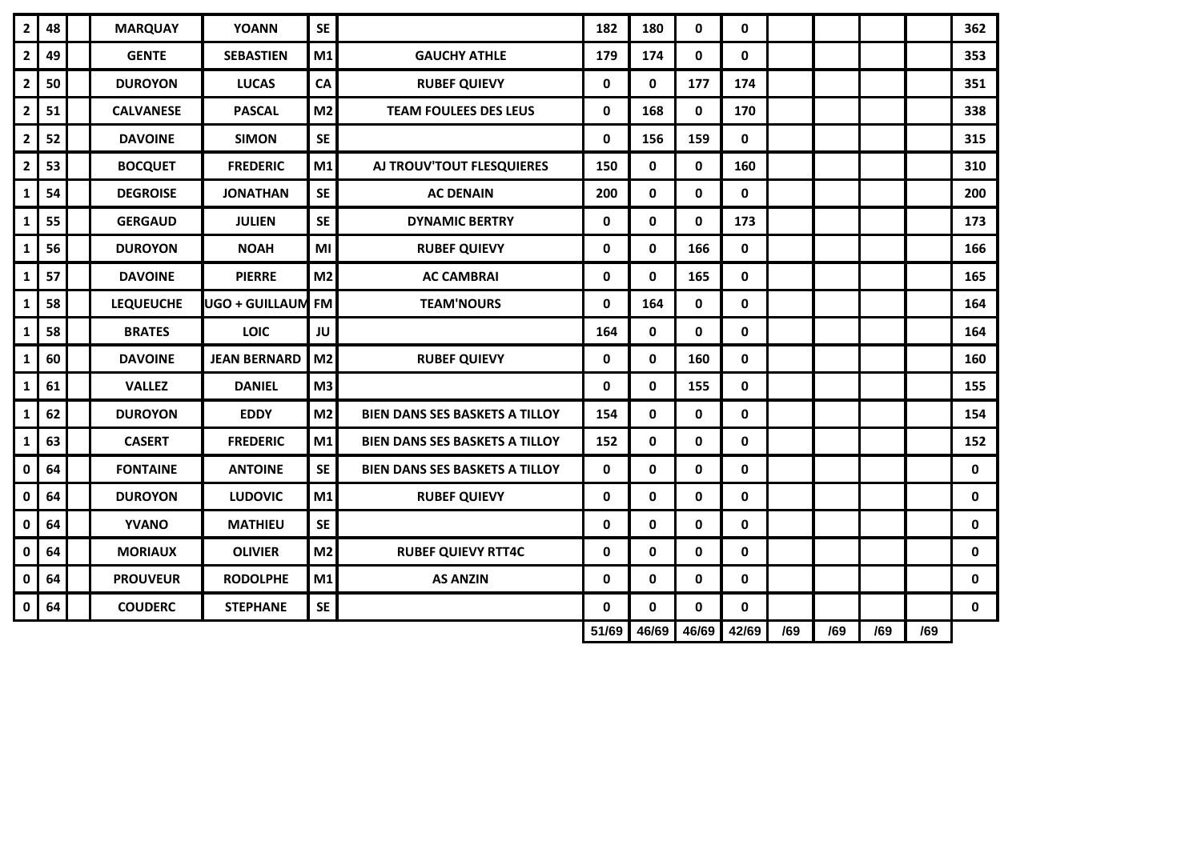| | | | | | | | | | | | | | | | |
|---|---|---|---|---|---|---|---|---|---|---|---|---|---|---|---|
| 2 | 48 | | MARQUAY | YOANN | SE | | 182 | 180 | 0 | 0 | | | | | 362 |
| 2 | 49 | | GENTE | SEBASTIEN | M1 | GAUCHY ATHLE | 179 | 174 | 0 | 0 | | | | | 353 |
| 2 | 50 | | DUROYON | LUCAS | CA | RUBEF QUIEVY | 0 | 0 | 177 | 174 | | | | | 351 |
| 2 | 51 | | CALVANESE | PASCAL | M2 | TEAM FOULEES DES LEUS | 0 | 168 | 0 | 170 | | | | | 338 |
| 2 | 52 | | DAVOINE | SIMON | SE | | 0 | 156 | 159 | 0 | | | | | 315 |
| 2 | 53 | | BOCQUET | FREDERIC | M1 | AJ TROUV'TOUT FLESQUIERES | 150 | 0 | 0 | 160 | | | | | 310 |
| 1 | 54 | | DEGROISE | JONATHAN | SE | AC DENAIN | 200 | 0 | 0 | 0 | | | | | 200 |
| 1 | 55 | | GERGAUD | JULIEN | SE | DYNAMIC BERTRY | 0 | 0 | 0 | 173 | | | | | 173 |
| 1 | 56 | | DUROYON | NOAH | MI | RUBEF QUIEVY | 0 | 0 | 166 | 0 | | | | | 166 |
| 1 | 57 | | DAVOINE | PIERRE | M2 | AC CAMBRAI | 0 | 0 | 165 | 0 | | | | | 165 |
| 1 | 58 | | LEQUEUCHE | UGO + GUILLAUM | FM | TEAM'NOURS | 0 | 164 | 0 | 0 | | | | | 164 |
| 1 | 58 | | BRATES | LOIC | JU | | 164 | 0 | 0 | 0 | | | | | 164 |
| 1 | 60 | | DAVOINE | JEAN BERNARD | M2 | RUBEF QUIEVY | 0 | 0 | 160 | 0 | | | | | 160 |
| 1 | 61 | | VALLEZ | DANIEL | M3 | | 0 | 0 | 155 | 0 | | | | | 155 |
| 1 | 62 | | DUROYON | EDDY | M2 | BIEN DANS SES BASKETS A TILLOY | 154 | 0 | 0 | 0 | | | | | 154 |
| 1 | 63 | | CASERT | FREDERIC | M1 | BIEN DANS SES BASKETS A TILLOY | 152 | 0 | 0 | 0 | | | | | 152 |
| 0 | 64 | | FONTAINE | ANTOINE | SE | BIEN DANS SES BASKETS A TILLOY | 0 | 0 | 0 | 0 | | | | | 0 |
| 0 | 64 | | DUROYON | LUDOVIC | M1 | RUBEF QUIEVY | 0 | 0 | 0 | 0 | | | | | 0 |
| 0 | 64 | | YVANO | MATHIEU | SE | | 0 | 0 | 0 | 0 | | | | | 0 |
| 0 | 64 | | MORIAUX | OLIVIER | M2 | RUBEF QUIEVY RTT4C | 0 | 0 | 0 | 0 | | | | | 0 |
| 0 | 64 | | PROUVEUR | RODOLPHE | M1 | AS ANZIN | 0 | 0 | 0 | 0 | | | | | 0 |
| 0 | 64 | | COUDERC | STEPHANE | SE | | 0 | 0 | 0 | 0 | | | | | 0 |
| | | | | | | | 51/69 | 46/69 | 46/69 | 42/69 | /69 | /69 | /69 | /69 | |